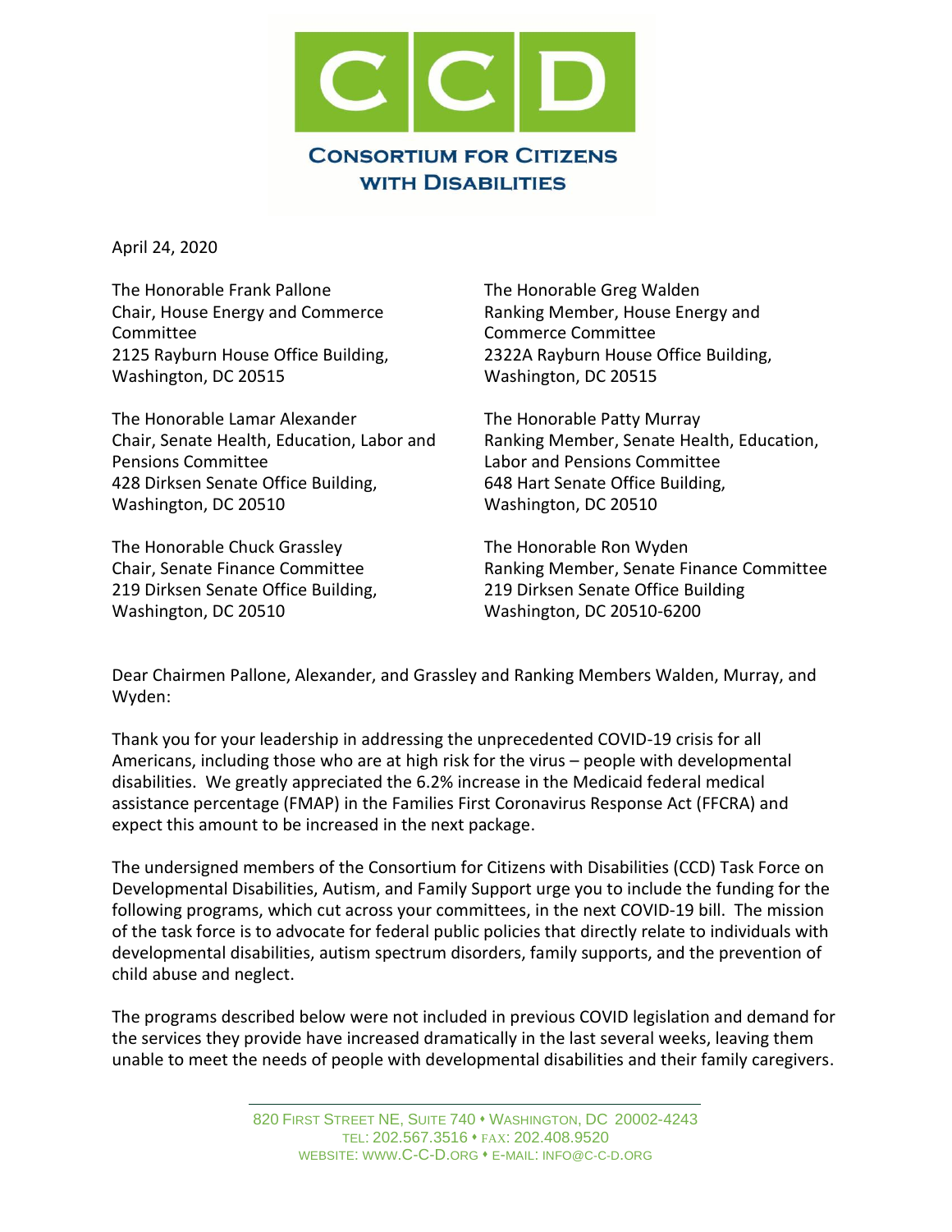# CCD

## Consortium for Citizens with Disabilities

April 24, 2020

The Honorable Frank Pallone
Chair, House Energy and Commerce Committee
2125 Rayburn House Office Building,
Washington, DC 20515

The Honorable Greg Walden
Ranking Member, House Energy and Commerce Committee
2322A Rayburn House Office Building,
Washington, DC 20515

The Honorable Lamar Alexander
Chair, Senate Health, Education, Labor and Pensions Committee
428 Dirksen Senate Office Building,
Washington, DC 20510

The Honorable Patty Murray
Ranking Member, Senate Health, Education, Labor and Pensions Committee
648 Hart Senate Office Building,
Washington, DC 20510

The Honorable Chuck Grassley
Chair, Senate Finance Committee
219 Dirksen Senate Office Building,
Washington, DC 20510

The Honorable Ron Wyden
Ranking Member, Senate Finance Committee
219 Dirksen Senate Office Building
Washington, DC 20510-6200

Dear Chairmen Pallone, Alexander, and Grassley and Ranking Members Walden, Murray, and Wyden:

Thank you for your leadership in addressing the unprecedented COVID-19 crisis for all Americans, including those who are at high risk for the virus – people with developmental disabilities. We greatly appreciated the 6.2% increase in the Medicaid federal medical assistance percentage (FMAP) in the Families First Coronavirus Response Act (FFCRA) and expect this amount to be increased in the next package.

The undersigned members of the Consortium for Citizens with Disabilities (CCD) Task Force on Developmental Disabilities, Autism, and Family Support urge you to include the funding for the following programs, which cut across your committees, in the next COVID-19 bill. The mission of the task force is to advocate for federal public policies that directly relate to individuals with developmental disabilities, autism spectrum disorders, family supports, and the prevention of child abuse and neglect.

The programs described below were not included in previous COVID legislation and demand for the services they provide have increased dramatically in the last several weeks, leaving them unable to meet the needs of people with developmental disabilities and their family caregivers.

820 First Street NE, Suite 740 • Washington, DC 20002-4243
Tel: 202.567.3516 • Fax: 202.408.9520
Website: www.C-C-D.org • E-mail: info@c-c-d.org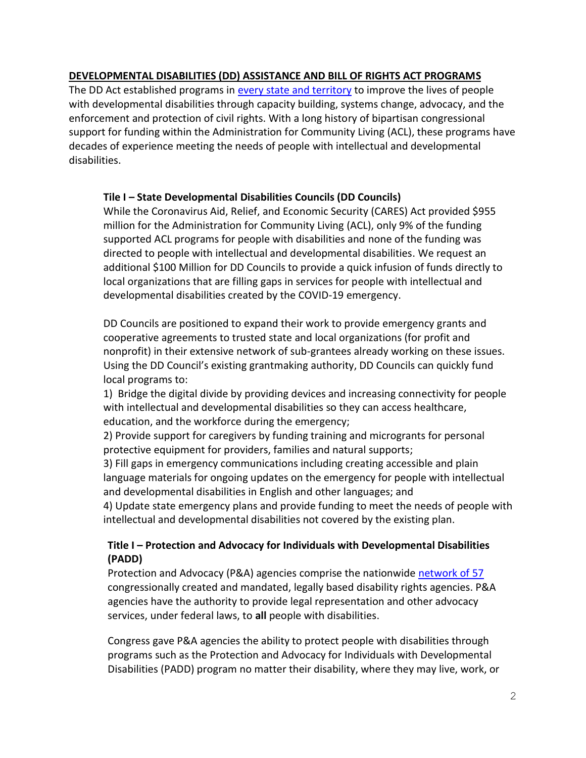## DEVELOPMENTAL DISABILITIES (DD) ASSISTANCE AND BILL OF RIGHTS ACT PROGRAMS

The DD Act established programs in every state and territory to improve the lives of people with developmental disabilities through capacity building, systems change, advocacy, and the enforcement and protection of civil rights. With a long history of bipartisan congressional support for funding within the Administration for Community Living (ACL), these programs have decades of experience meeting the needs of people with intellectual and developmental disabilities.

### Title I – State Developmental Disabilities Councils (DD Councils)

While the Coronavirus Aid, Relief, and Economic Security (CARES) Act provided $955 million for the Administration for Community Living (ACL), only 9% of the funding supported ACL programs for people with disabilities and none of the funding was directed to people with intellectual and developmental disabilities. We request an additional $100 Million for DD Councils to provide a quick infusion of funds directly to local organizations that are filling gaps in services for people with intellectual and developmental disabilities created by the COVID-19 emergency.

DD Councils are positioned to expand their work to provide emergency grants and cooperative agreements to trusted state and local organizations (for profit and nonprofit) in their extensive network of sub-grantees already working on these issues. Using the DD Council's existing grantmaking authority, DD Councils can quickly fund local programs to:

1) Bridge the digital divide by providing devices and increasing connectivity for people with intellectual and developmental disabilities so they can access healthcare, education, and the workforce during the emergency;
2) Provide support for caregivers by funding training and microgrants for personal protective equipment for providers, families and natural supports;
3) Fill gaps in emergency communications including creating accessible and plain language materials for ongoing updates on the emergency for people with intellectual and developmental disabilities in English and other languages; and
4) Update state emergency plans and provide funding to meet the needs of people with intellectual and developmental disabilities not covered by the existing plan.

### Title I – Protection and Advocacy for Individuals with Developmental Disabilities (PADD)

Protection and Advocacy (P&A) agencies comprise the nationwide network of 57 congressionally created and mandated, legally based disability rights agencies. P&A agencies have the authority to provide legal representation and other advocacy services, under federal laws, to **all** people with disabilities.

Congress gave P&A agencies the ability to protect people with disabilities through programs such as the Protection and Advocacy for Individuals with Developmental Disabilities (PADD) program no matter their disability, where they may live, work, or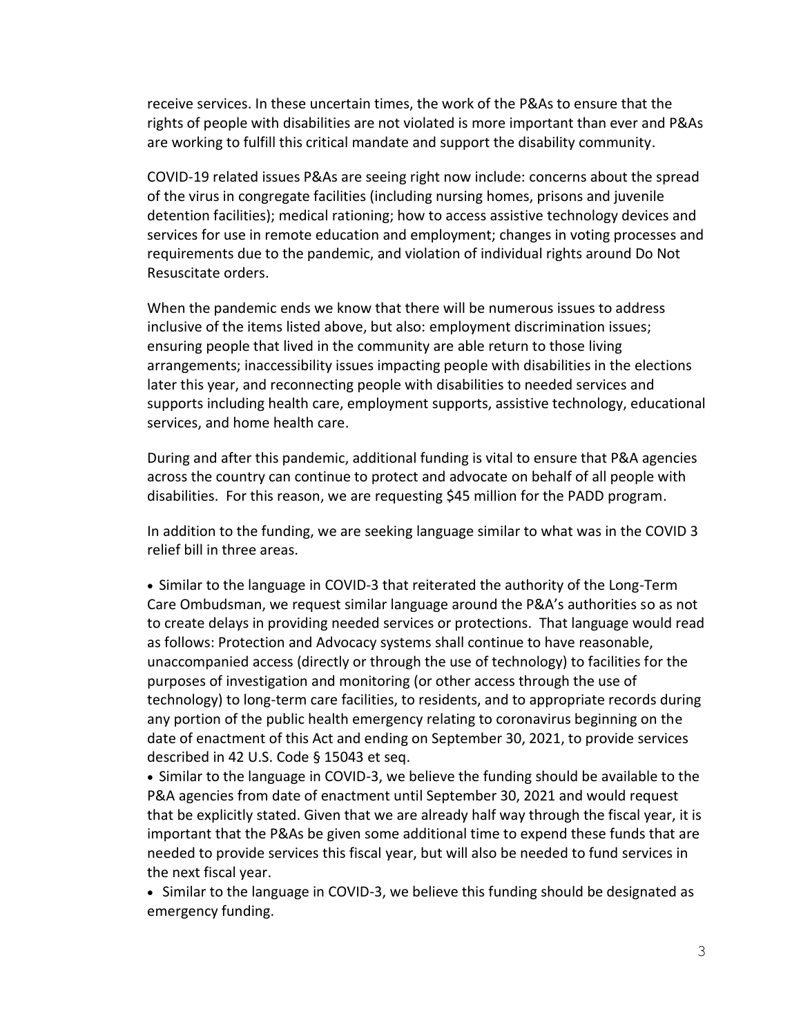receive services. In these uncertain times, the work of the P&As to ensure that the rights of people with disabilities are not violated is more important than ever and P&As are working to fulfill this critical mandate and support the disability community.

COVID-19 related issues P&As are seeing right now include: concerns about the spread of the virus in congregate facilities (including nursing homes, prisons and juvenile detention facilities); medical rationing; how to access assistive technology devices and services for use in remote education and employment; changes in voting processes and requirements due to the pandemic, and violation of individual rights around Do Not Resuscitate orders.

When the pandemic ends we know that there will be numerous issues to address inclusive of the items listed above, but also: employment discrimination issues; ensuring people that lived in the community are able return to those living arrangements; inaccessibility issues impacting people with disabilities in the elections later this year, and reconnecting people with disabilities to needed services and supports including health care, employment supports, assistive technology, educational services, and home health care.

During and after this pandemic, additional funding is vital to ensure that P&A agencies across the country can continue to protect and advocate on behalf of all people with disabilities. For this reason, we are requesting $45 million for the PADD program.

In addition to the funding, we are seeking language similar to what was in the COVID 3 relief bill in three areas.

- Similar to the language in COVID-3 that reiterated the authority of the Long-Term Care Ombudsman, we request similar language around the P&A's authorities so as not to create delays in providing needed services or protections. That language would read as follows: Protection and Advocacy systems shall continue to have reasonable, unaccompanied access (directly or through the use of technology) to facilities for the purposes of investigation and monitoring (or other access through the use of technology) to long-term care facilities, to residents, and to appropriate records during any portion of the public health emergency relating to coronavirus beginning on the date of enactment of this Act and ending on September 30, 2021, to provide services described in 42 U.S. Code § 15043 et seq.
- Similar to the language in COVID-3, we believe the funding should be available to the P&A agencies from date of enactment until September 30, 2021 and would request that be explicitly stated. Given that we are already half way through the fiscal year, it is important that the P&As be given some additional time to expend these funds that are needed to provide services this fiscal year, but will also be needed to fund services in the next fiscal year.
- Similar to the language in COVID-3, we believe this funding should be designated as emergency funding.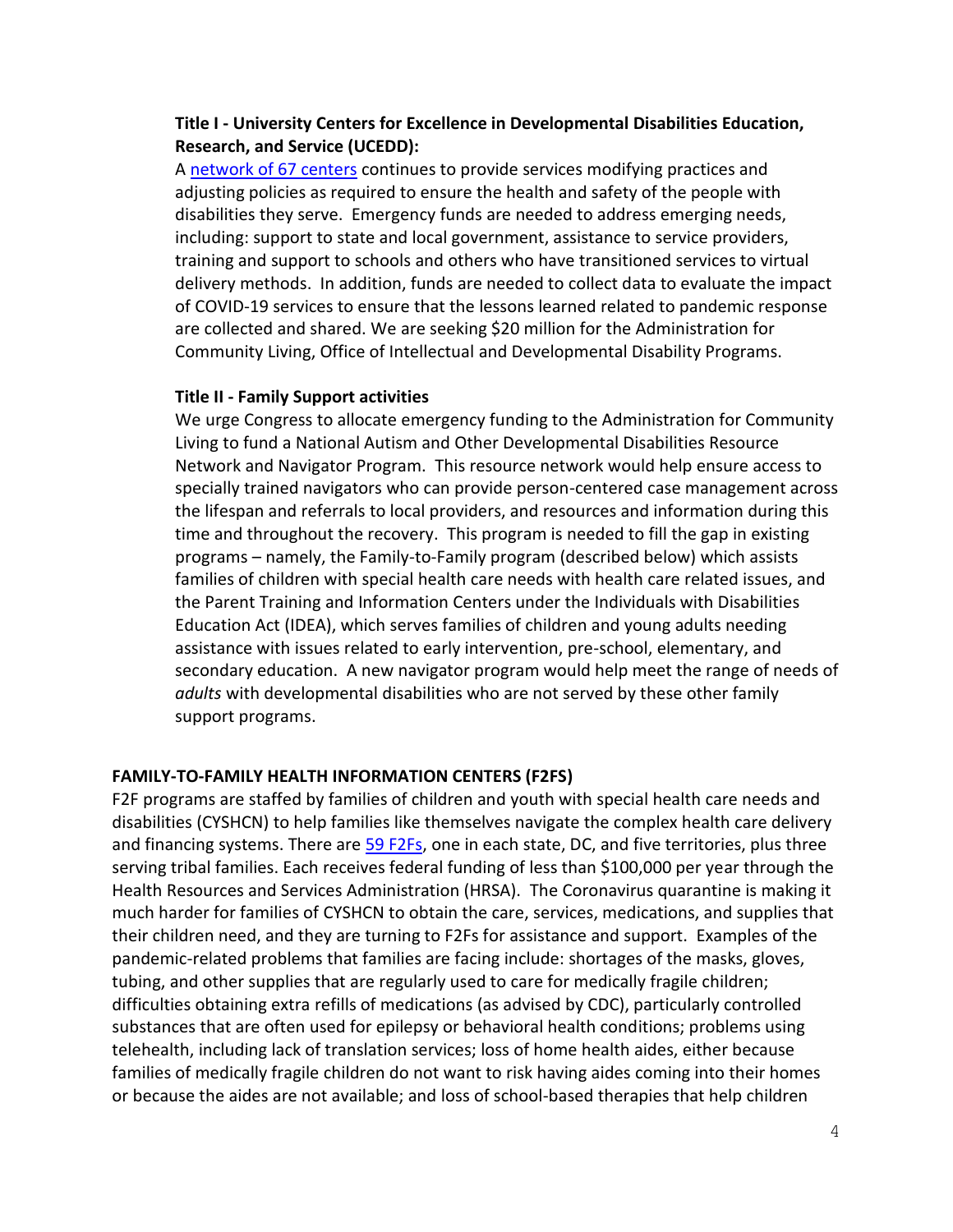**Title I - University Centers for Excellence in Developmental Disabilities Education, Research, and Service (UCEDD):**

A [network of 67 centers]() continues to provide services modifying practices and adjusting policies as required to ensure the health and safety of the people with disabilities they serve. Emergency funds are needed to address emerging needs, including: support to state and local government, assistance to service providers, training and support to schools and others who have transitioned services to virtual delivery methods. In addition, funds are needed to collect data to evaluate the impact of COVID-19 services to ensure that the lessons learned related to pandemic response are collected and shared. We are seeking $20 million for the Administration for Community Living, Office of Intellectual and Developmental Disability Programs.

**Title II - Family Support activities**

We urge Congress to allocate emergency funding to the Administration for Community Living to fund a National Autism and Other Developmental Disabilities Resource Network and Navigator Program. This resource network would help ensure access to specially trained navigators who can provide person-centered case management across the lifespan and referrals to local providers, and resources and information during this time and throughout the recovery. This program is needed to fill the gap in existing programs – namely, the Family-to-Family program (described below) which assists families of children with special health care needs with health care related issues, and the Parent Training and Information Centers under the Individuals with Disabilities Education Act (IDEA), which serves families of children and young adults needing assistance with issues related to early intervention, pre-school, elementary, and secondary education. A new navigator program would help meet the range of needs of *adults* with developmental disabilities who are not served by these other family support programs.

**FAMILY-TO-FAMILY HEALTH INFORMATION CENTERS (F2FS)**

F2F programs are staffed by families of children and youth with special health care needs and disabilities (CYSHCN) to help families like themselves navigate the complex health care delivery and financing systems. There are [59 F2Fs](), one in each state, DC, and five territories, plus three serving tribal families. Each receives federal funding of less than $100,000 per year through the Health Resources and Services Administration (HRSA). The Coronavirus quarantine is making it much harder for families of CYSHCN to obtain the care, services, medications, and supplies that their children need, and they are turning to F2Fs for assistance and support. Examples of the pandemic-related problems that families are facing include: shortages of the masks, gloves, tubing, and other supplies that are regularly used to care for medically fragile children; difficulties obtaining extra refills of medications (as advised by CDC), particularly controlled substances that are often used for epilepsy or behavioral health conditions; problems using telehealth, including lack of translation services; loss of home health aides, either because families of medically fragile children do not want to risk having aides coming into their homes or because the aides are not available; and loss of school-based therapies that help children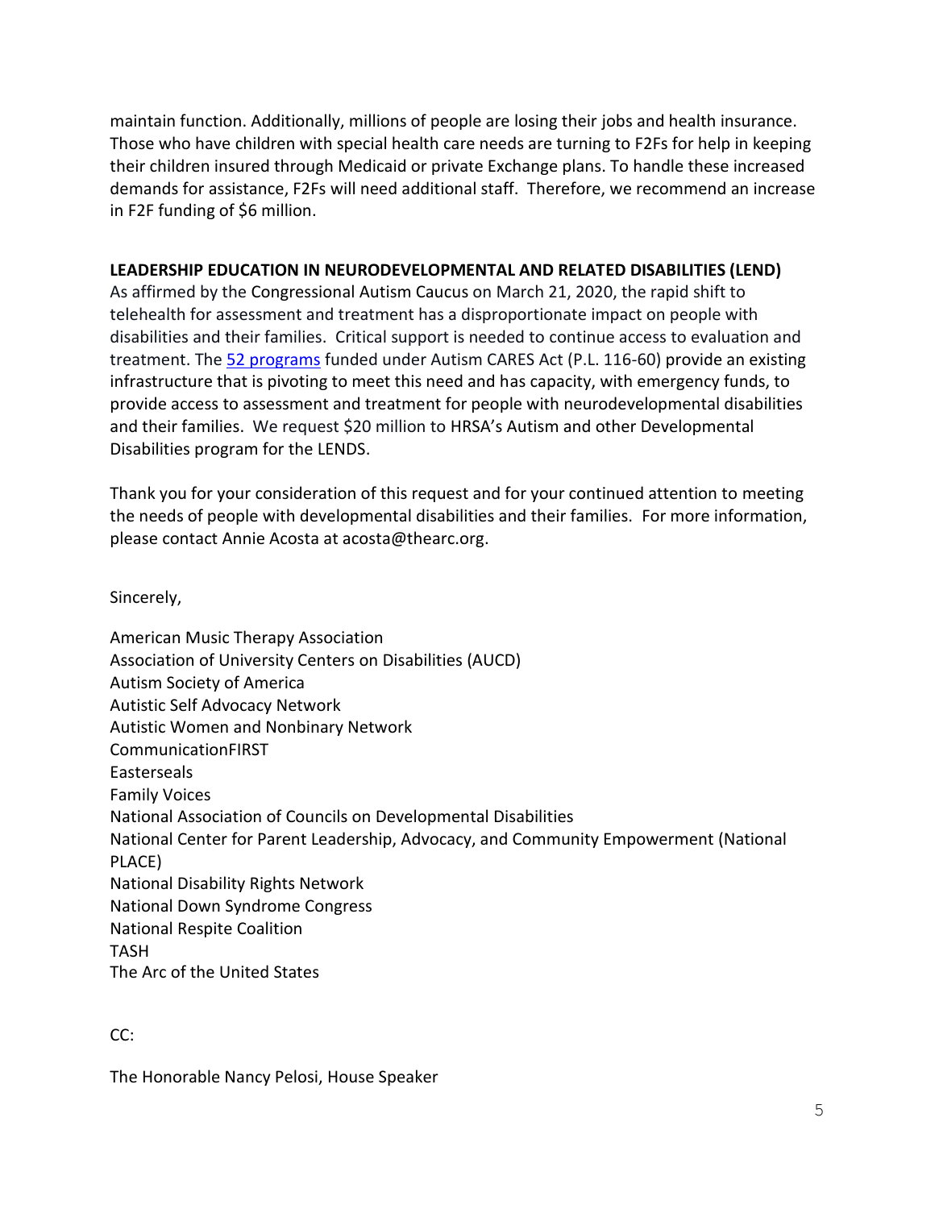maintain function. Additionally, millions of people are losing their jobs and health insurance. Those who have children with special health care needs are turning to F2Fs for help in keeping their children insured through Medicaid or private Exchange plans. To handle these increased demands for assistance, F2Fs will need additional staff. Therefore, we recommend an increase in F2F funding of $6 million.

**LEADERSHIP EDUCATION IN NEURODEVELOPMENTAL AND RELATED DISABILITIES (LEND)**

As affirmed by the Congressional Autism Caucus on March 21, 2020, the rapid shift to telehealth for assessment and treatment has a disproportionate impact on people with disabilities and their families. Critical support is needed to continue access to evaluation and treatment. The 52 programs funded under Autism CARES Act (P.L. 116-60) provide an existing infrastructure that is pivoting to meet this need and has capacity, with emergency funds, to provide access to assessment and treatment for people with neurodevelopmental disabilities and their families. We request $20 million to HRSA's Autism and other Developmental Disabilities program for the LENDS.

Thank you for your consideration of this request and for your continued attention to meeting the needs of people with developmental disabilities and their families. For more information, please contact Annie Acosta at acosta@thearc.org.

Sincerely,

American Music Therapy Association
Association of University Centers on Disabilities (AUCD)
Autism Society of America
Autistic Self Advocacy Network
Autistic Women and Nonbinary Network
CommunicationFIRST
Easterseals
Family Voices
National Association of Councils on Developmental Disabilities
National Center for Parent Leadership, Advocacy, and Community Empowerment (National PLACE)
National Disability Rights Network
National Down Syndrome Congress
National Respite Coalition
TASH
The Arc of the United States

CC:

The Honorable Nancy Pelosi, House Speaker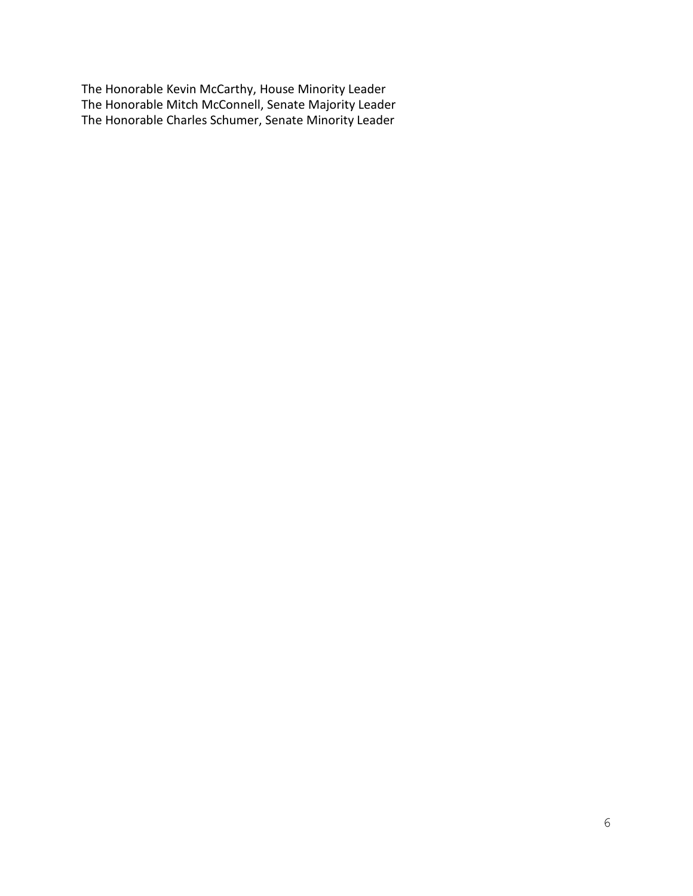The Honorable Kevin McCarthy, House Minority Leader
The Honorable Mitch McConnell, Senate Majority Leader
The Honorable Charles Schumer, Senate Minority Leader